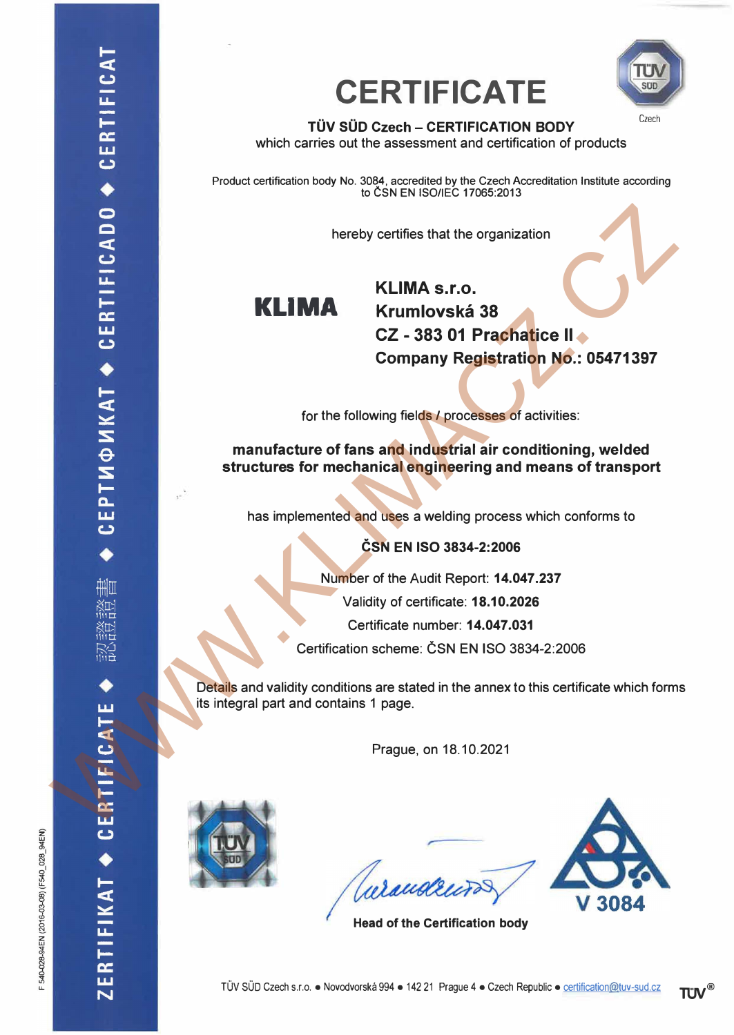# CERTIFICATE

**TÜV SÜD Czech – CERTIFICATION BODY**
which carries out the assessment and certification of products

Product certification body No. 3084, accredited by the Czech Accreditation Institute according to ČSN EN ISO/IEC 17065:2013

hereby certifies that the organization

**KLIMA**

**KLIMA s.r.o.**
**Krumlovská 38**
**CZ - 383 01 Prachatice II**
**Company Registration No.: 05471397**

for the following fields / processes of activities:

**manufacture of fans and industrial air conditioning, welded structures for mechanical engineering and means of transport**

has implemented and uses a welding process which conforms to

**ČSN EN ISO 3834-2:2006**

Number of the Audit Report: **14.047.237**
Validity of certificate: **18.10.2026**
Certificate number: **14.047.031**
Certification scheme: ČSN EN ISO 3834-2:2006

Details and validity conditions are stated in the annex to this certificate which forms its integral part and contains 1 page.

Prague, on 18.10.2021

**Head of the Certification body**

V 3084

TÜV SÜD Czech s.r.o. • Novodvorská 994 • 142 21 Prague 4 • Czech Republic • certification@tuv-sud.cz

F 540-028-94EN (2016-03-08) (F540_028_94EN)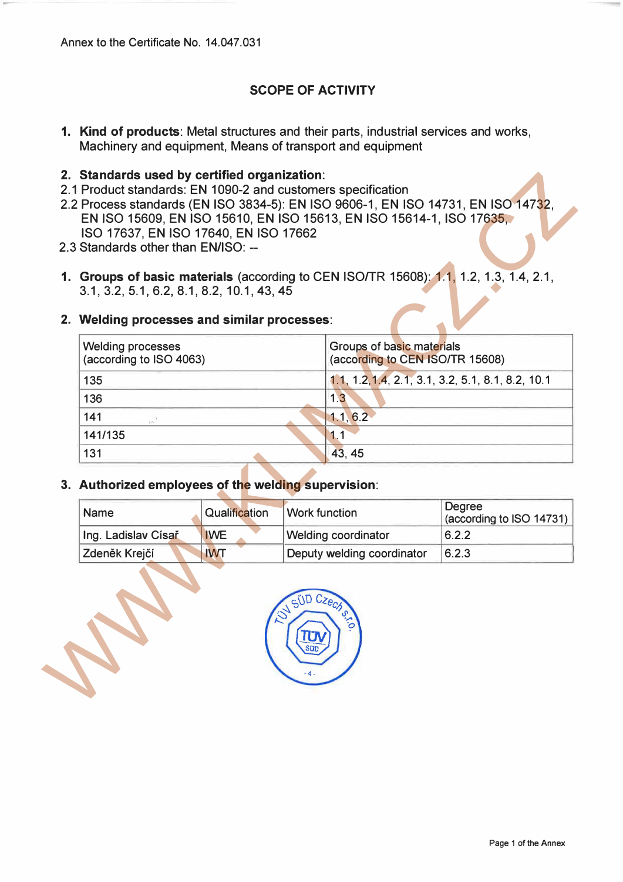Annex to the Certificate No. 14.047.031

## SCOPE OF ACTIVITY

1. **Kind of products**: Metal structures and their parts, industrial services and works, Machinery and equipment, Means of transport and equipment

2. **Standards used by certified organization**:
2.1 Product standards: EN 1090-2 and customers specification
2.2 Process standards (EN ISO 3834-5): EN ISO 9606-1, EN ISO 14731, EN ISO 14732, EN ISO 15609, EN ISO 15610, EN ISO 15613, EN ISO 15614-1, ISO 17635, ISO 17637, EN ISO 17640, EN ISO 17662
2.3 Standards other than EN/ISO: --

1. **Groups of basic materials** (according to CEN ISO/TR 15608): 1.1, 1.2, 1.3, 1.4, 2.1, 3.1, 3.2, 5.1, 6.2, 8.1, 8.2, 10.1, 43, 45

2. **Welding processes and similar processes**:

| Welding processes (according to ISO 4063) | Groups of basic materials (according to CEN ISO/TR 15608) |
|---|---|
| 135 | 1.1, 1.2, 1.4, 2.1, 3.1, 3.2, 5.1, 8.1, 8.2, 10.1 |
| 136 | 1.3 |
| 141 | 1.1, 6.2 |
| 141/135 | 1.1 |
| 131 | 43, 45 |

3. **Authorized employees of the welding supervision**:

| Name | Qualification | Work function | Degree (according to ISO 14731) |
|---|---|---|---|
| Ing. Ladislav Císař | IWE | Welding coordinator | 6.2.2 |
| Zdeněk Krejčí | IWT | Deputy welding coordinator | 6.2.3 |

TÜV SÜD Czech s.r.o.
TÜV SÜD
- 4 -